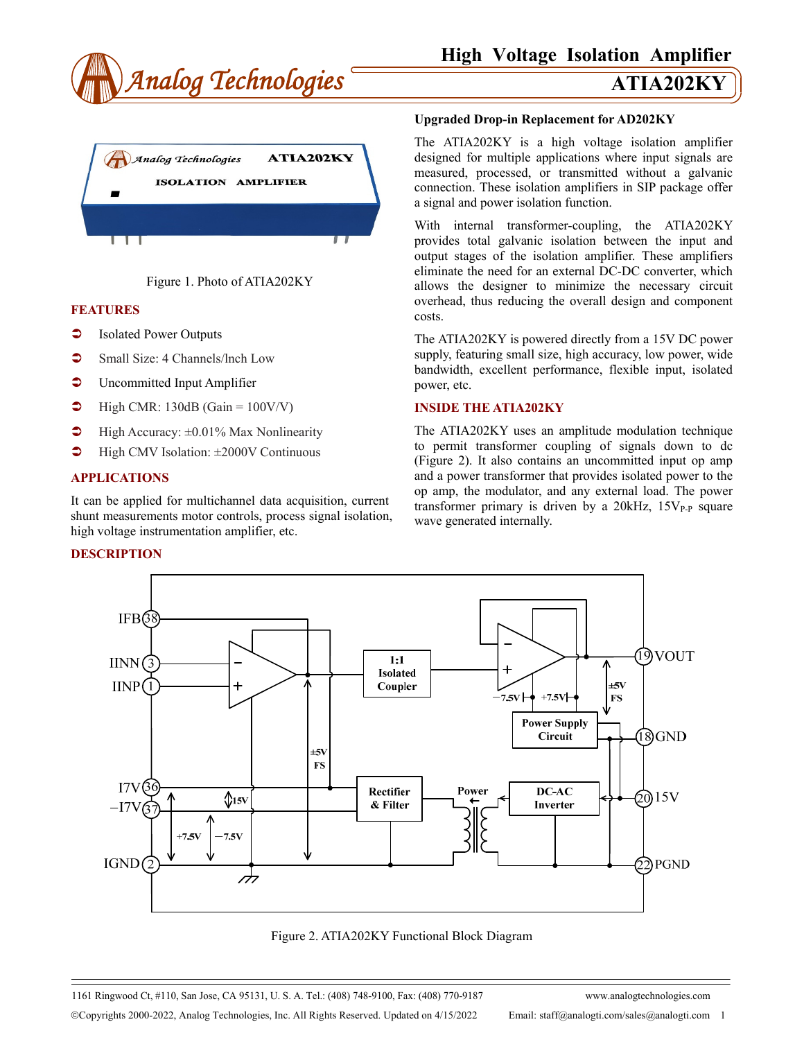# High Voltage Isolation Amplifier

# ATIA202KY

Figure 1. Photo of ATIA202KY

## FEATURES

- Isolated Power Outputs
- Small Size: 4 Channels/lnch Low
- Uncommitted Input Amplifier
- High CMR: 130dB (Gain = 100V/V)
- High Accuracy: ±0.01% Max Nonlinearity
- High CMV Isolation: ±2000V Continuous

## APPLICATIONS

It can be applied for multichannel data acquisition, current shunt measurements motor controls, process signal isolation, high voltage instrumentation amplifier, etc.

## DESCRIPTION

**Upgraded Drop-in Replacement for AD202KY**

The ATIA202KY is a high voltage isolation amplifier designed for multiple applications where input signals are measured, processed, or transmitted without a galvanic connection. These isolation amplifiers in SIP package offer a signal and power isolation function.

With internal transformer-coupling, the ATIA202KY provides total galvanic isolation between the input and output stages of the isolation amplifier. These amplifiers eliminate the need for an external DC-DC converter, which allows the designer to minimize the necessary circuit overhead, thus reducing the overall design and component costs.

The ATIA202KY is powered directly from a 15V DC power supply, featuring small size, high accuracy, low power, wide bandwidth, excellent performance, flexible input, isolated power, etc.

## INSIDE THE ATIA202KY

The ATIA202KY uses an amplitude modulation technique to permit transformer coupling of signals down to dc (Figure 2). It also contains an uncommitted input op amp and a power transformer that provides isolated power to the op amp, the modulator, and any external load. The power transformer primary is driven by a 20kHz, $15V_{P-P}$ square wave generated internally.

Figure 2. ATIA202KY Functional Block Diagram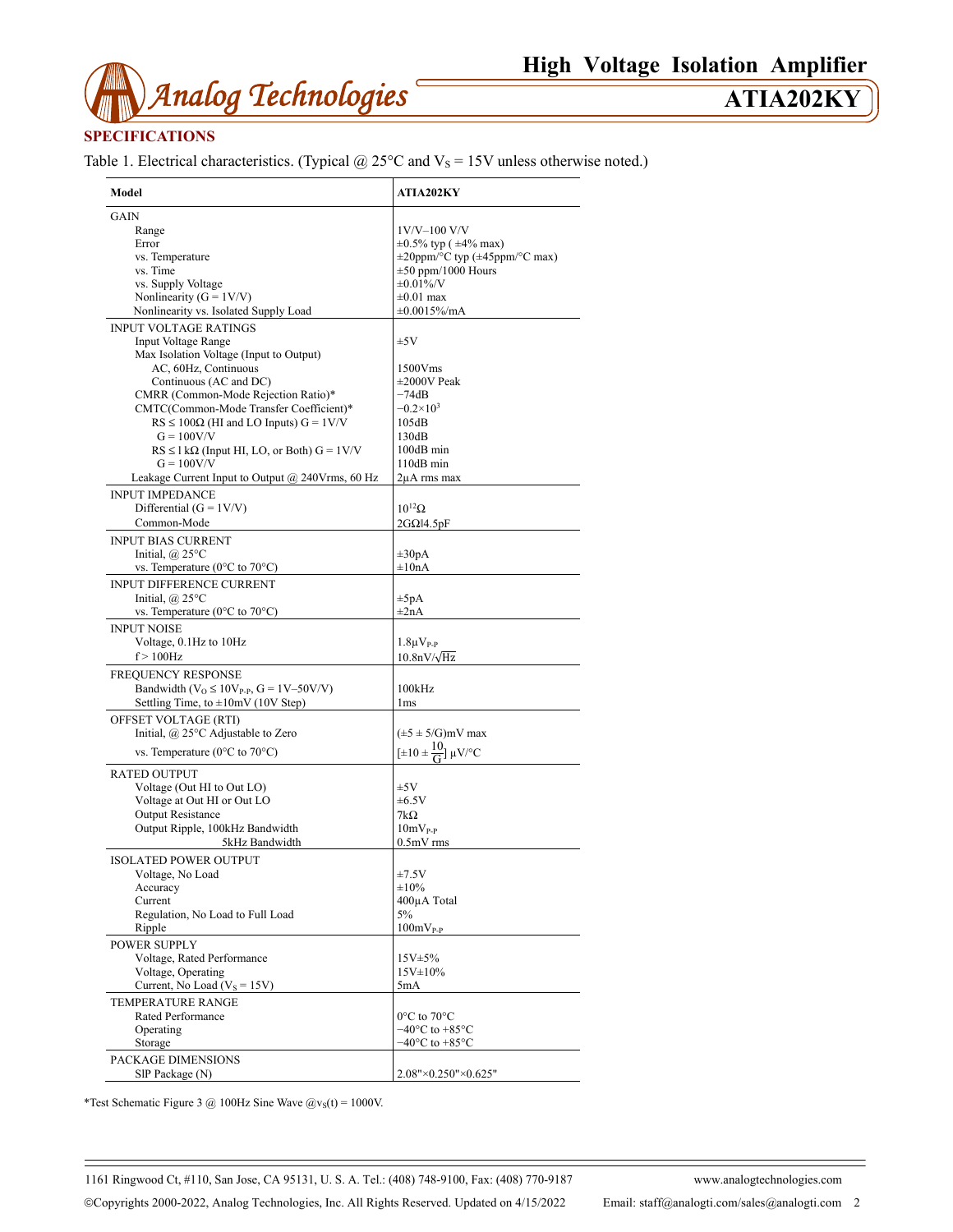## SPECIFICATIONS

Table 1. Electrical characteristics. (Typical @ 25°C and $V_S$ = 15V unless otherwise noted.)

| Model | ATIA202KY |
|---|---|
| GAIN | |
| Range | 1V/V–100 V/V |
| Error | ±0.5% typ ( ±4% max) |
| vs. Temperature | ±20ppm/°C typ (±45ppm/°C max) |
| vs. Time | ±50 ppm/1000 Hours |
| vs. Supply Voltage | ±0.01%/V |
| Nonlinearity (G = 1V/V) | ±0.01 max |
| Nonlinearity vs. Isolated Supply Load | ±0.0015%/mA |
| INPUT VOLTAGE RATINGS | |
| Input Voltage Range | ±5V |
| Max Isolation Voltage (Input to Output) | |
| AC, 60Hz, Continuous | 1500Vms |
| Continuous (AC and DC) | ±2000V Peak |
| CMRR (Common-Mode Rejection Ratio)* | −74dB |
| CMTC(Common-Mode Transfer Coefficient)* | $-0.2\times10^{3}$ |
| RS ≤ 100Ω (HI and LO Inputs) G = 1V/V | 105dB |
| G = 100V/V | 130dB |
| RS ≤ l kΩ (Input HI, LO, or Both) G = 1V/V | 100dB min |
| G = 100V/V | 110dB min |
| Leakage Current Input to Output @ 240Vrms, 60 Hz | 2μA rms max |
| INPUT IMPEDANCE | |
| Differential (G = 1V/V) | $10^{12}\Omega$ |
| Common-Mode | 2GΩ‖4.5pF |
| INPUT BIAS CURRENT | |
| Initial, @ 25°C | ±30pA |
| vs. Temperature (0°C to 70°C) | ±10nA |
| INPUT DIFFERENCE CURRENT | |
| Initial, @ 25°C | ±5pA |
| vs. Temperature (0°C to 70°C) | ±2nA |
| INPUT NOISE | |
| Voltage, 0.1Hz to 10Hz | $1.8\mu V_{P-P}$ |
| f > 100Hz | $10.8nV/\sqrt{Hz}$ |
| FREQUENCY RESPONSE | |
| Bandwidth ($V_O \le 10V_{P-P}$, G = 1V–50V/V) | 100kHz |
| Settling Time, to ±10mV (10V Step) | 1ms |
| OFFSET VOLTAGE (RTI) | |
| Initial, @ 25°C Adjustable to Zero | (±5 ± 5/G)mV max |
| vs. Temperature (0°C to 70°C) | $[\pm10 \pm \frac{10}{G}]$ μV/°C |
| RATED OUTPUT | |
| Voltage (Out HI to Out LO) | ±5V |
| Voltage at Out HI or Out LO | ±6.5V |
| Output Resistance | 7kΩ |
| Output Ripple, 100kHz Bandwidth | $10mV_{P-P}$ |
| 5kHz Bandwidth | 0.5mV rms |
| ISOLATED POWER OUTPUT | |
| Voltage, No Load | ±7.5V |
| Accuracy | ±10% |
| Current | 400μA Total |
| Regulation, No Load to Full Load | 5% |
| Ripple | $100mV_{P-P}$ |
| POWER SUPPLY | |
| Voltage, Rated Performance | 15V±5% |
| Voltage, Operating | 15V±10% |
| Current, No Load ($V_S$ = 15V) | 5mA |
| TEMPERATURE RANGE | |
| Rated Performance | 0°C to 70°C |
| Operating | −40°C to +85°C |
| Storage | −40°C to +85°C |
| PACKAGE DIMENSIONS | |
| SlP Package (N) | 2.08"×0.250"×0.625" |

*Test Schematic Figure 3 @ 100Hz Sine Wave @$v_S(t)$ = 1000V.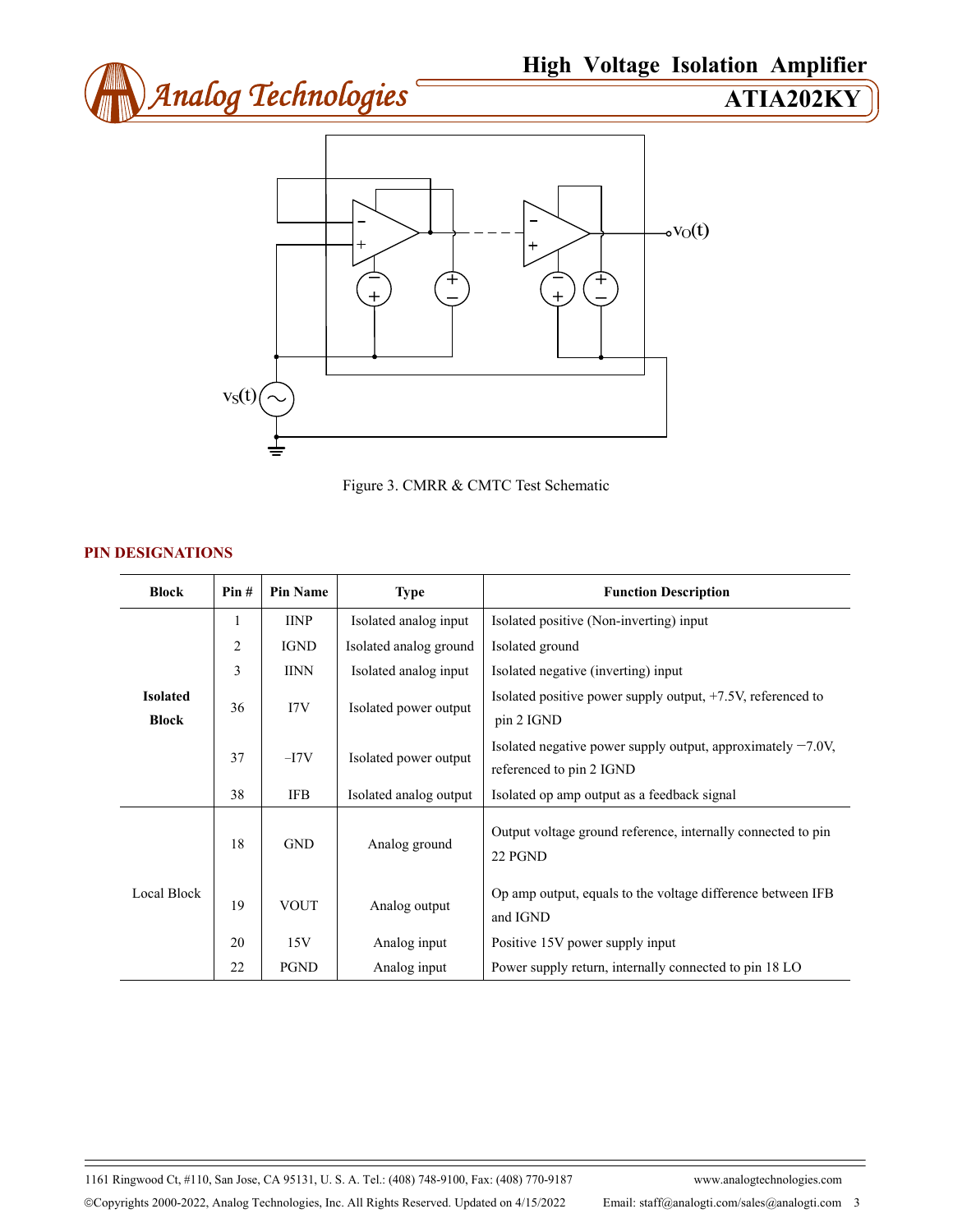Figure 3. CMRR & CMTC Test Schematic

## PIN DESIGNATIONS

| Block | Pin # | Pin Name | Type | Function Description |
|---|---|---|---|---|
| Isolated Block | 1 | IINP | Isolated analog input | Isolated positive (Non-inverting) input |
| | 2 | IGND | Isolated analog ground | Isolated ground |
| | 3 | IINN | Isolated analog input | Isolated negative (inverting) input |
| | 36 | I7V | Isolated power output | Isolated positive power supply output, +7.5V, referenced to pin 2 IGND |
| | 37 | –I7V | Isolated power output | Isolated negative power supply output, approximately −7.0V, referenced to pin 2 IGND |
| | 38 | IFB | Isolated analog output | Isolated op amp output as a feedback signal |
| Local Block | 18 | GND | Analog ground | Output voltage ground reference, internally connected to pin 22 PGND |
| | 19 | VOUT | Analog output | Op amp output, equals to the voltage difference between IFB and IGND |
| | 20 | 15V | Analog input | Positive 15V power supply input |
| | 22 | PGND | Analog input | Power supply return, internally connected to pin 18 LO |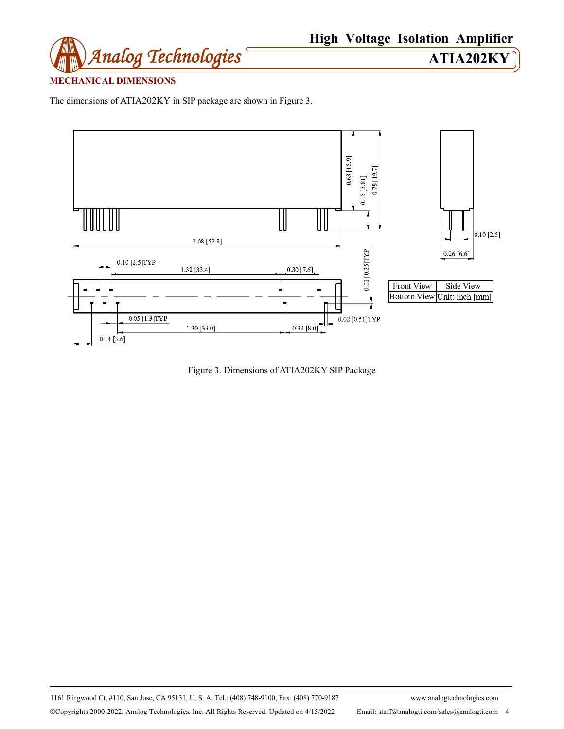## MECHANICAL DIMENSIONS

The dimensions of ATIA202KY in SIP package are shown in Figure 3.

| Front View | Side View |
|---|---|
| Bottom View | Unit: inch [mm] |

Figure 3. Dimensions of ATIA202KY SIP Package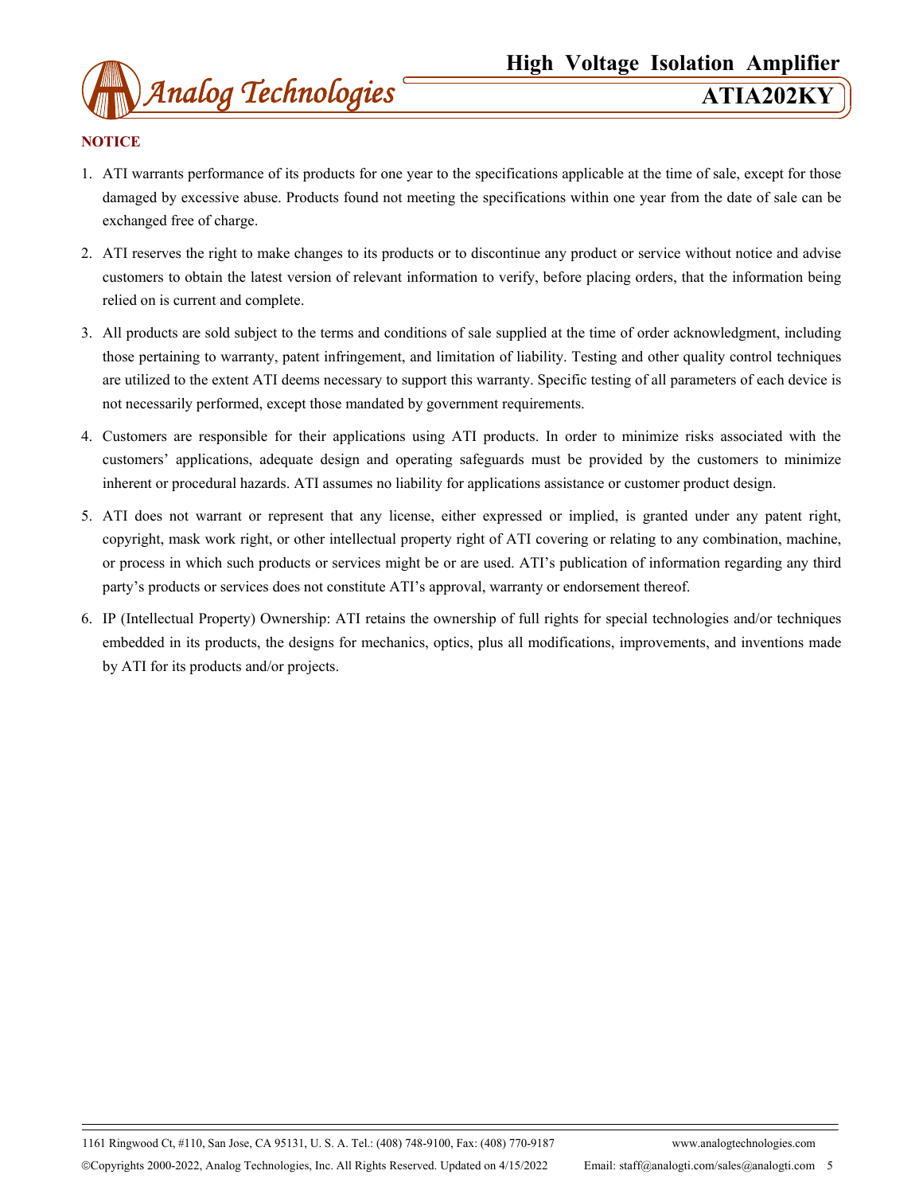## NOTICE

1. ATI warrants performance of its products for one year to the specifications applicable at the time of sale, except for those damaged by excessive abuse. Products found not meeting the specifications within one year from the date of sale can be exchanged free of charge.

2. ATI reserves the right to make changes to its products or to discontinue any product or service without notice and advise customers to obtain the latest version of relevant information to verify, before placing orders, that the information being relied on is current and complete.

3. All products are sold subject to the terms and conditions of sale supplied at the time of order acknowledgment, including those pertaining to warranty, patent infringement, and limitation of liability. Testing and other quality control techniques are utilized to the extent ATI deems necessary to support this warranty. Specific testing of all parameters of each device is not necessarily performed, except those mandated by government requirements.

4. Customers are responsible for their applications using ATI products. In order to minimize risks associated with the customers' applications, adequate design and operating safeguards must be provided by the customers to minimize inherent or procedural hazards. ATI assumes no liability for applications assistance or customer product design.

5. ATI does not warrant or represent that any license, either expressed or implied, is granted under any patent right, copyright, mask work right, or other intellectual property right of ATI covering or relating to any combination, machine, or process in which such products or services might be or are used. ATI's publication of information regarding any third party's products or services does not constitute ATI's approval, warranty or endorsement thereof.

6. IP (Intellectual Property) Ownership: ATI retains the ownership of full rights for special technologies and/or techniques embedded in its products, the designs for mechanics, optics, plus all modifications, improvements, and inventions made by ATI for its products and/or projects.